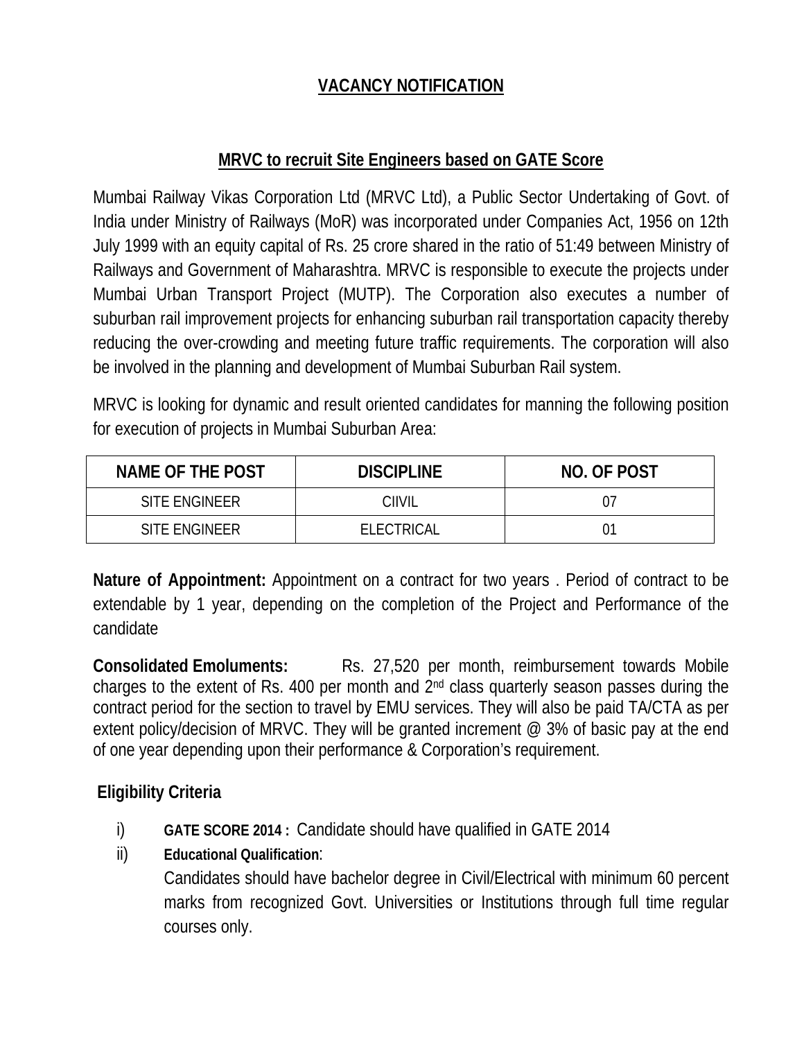## VACANCY NOTIFICATION

### MRVC to recruit Site Engineers based on GATE Score

Mumbai Railway Vikas Corporation Ltd (MRVC Ltd), a Public Sector Undertaking of Govt. of India under Ministry of Railways (MoR) was incorporated under Companies Act, 1956 on 12th July 1999 with an equity capital of Rs. 25 crore shared in the ratio of 51:49 between Ministry of Railways and Government of Maharashtra. MRVC is responsible to execute the projects under Mumbai Urban Transport Project (MUTP). The Corporation also executes a number of suburban rail improvement projects for enhancing suburban rail transportation capacity thereby reducing the over-crowding and meeting future traffic requirements. The corporation will also be involved in the planning and development of Mumbai Suburban Rail system.

MRVC is looking for dynamic and result oriented candidates for manning the following position for execution of projects in Mumbai Suburban Area:

| NAME OF THE POST | DISCIPLINE | NO. OF POST |
|---|---|---|
| SITE ENGINEER | CIIVIL | 07 |
| SITE ENGINEER | ELECTRICAL | 01 |

**Nature of Appointment:** Appointment on a contract for two years . Period of contract to be extendable by 1 year, depending on the completion of the Project and Performance of the candidate

**Consolidated Emoluments:** Rs. 27,520 per month, reimbursement towards Mobile charges to the extent of Rs. 400 per month and 2nd class quarterly season passes during the contract period for the section to travel by EMU services. They will also be paid TA/CTA as per extent policy/decision of MRVC. They will be granted increment @ 3% of basic pay at the end of one year depending upon their performance & Corporation's requirement.

**Eligibility Criteria**

i) **GATE SCORE 2014 :** Candidate should have qualified in GATE 2014

ii) **Educational Qualification**:

Candidates should have bachelor degree in Civil/Electrical with minimum 60 percent marks from recognized Govt. Universities or Institutions through full time regular courses only.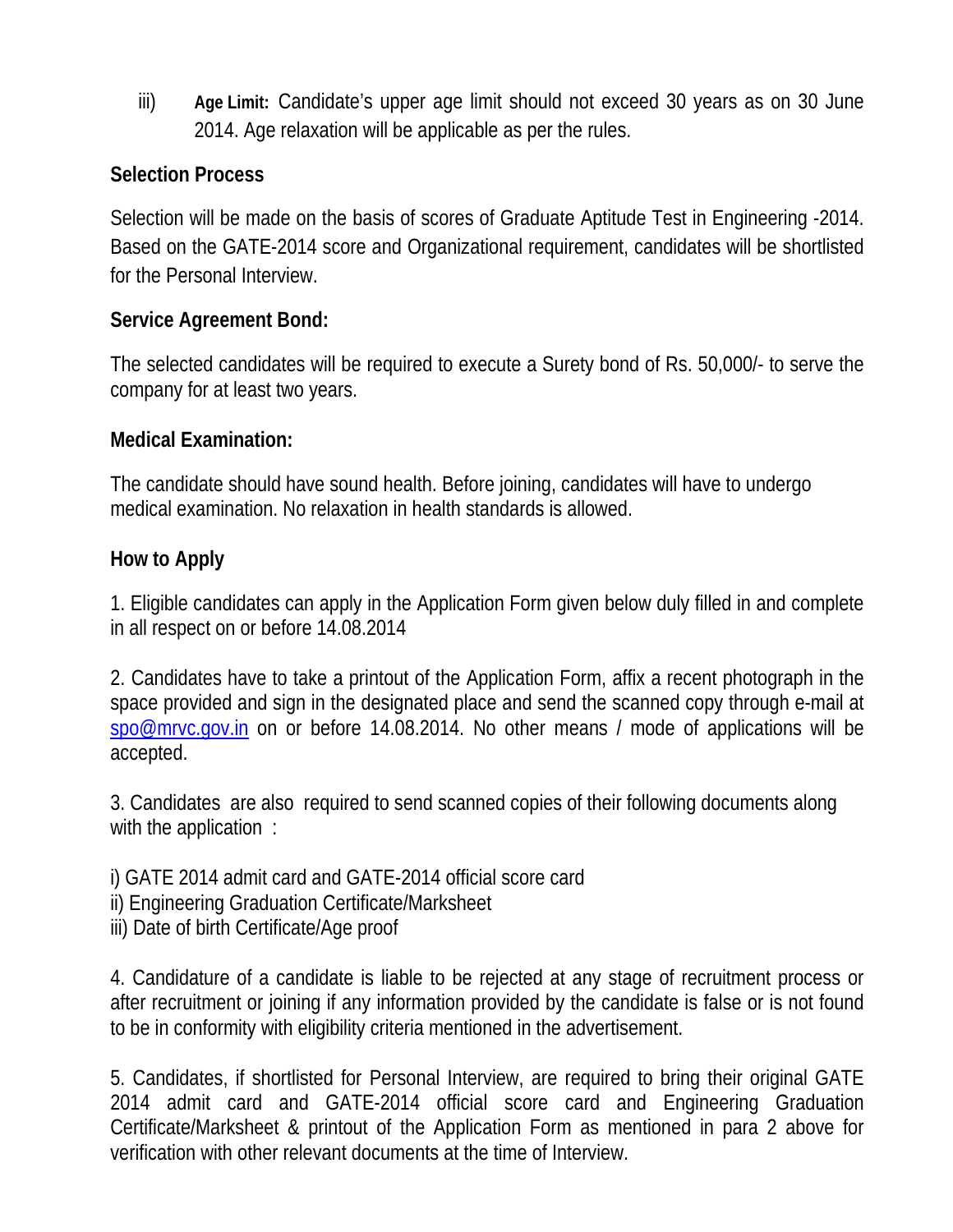iii) **Age Limit:** Candidate's upper age limit should not exceed 30 years as on 30 June 2014. Age relaxation will be applicable as per the rules.

**Selection Process**

Selection will be made on the basis of scores of Graduate Aptitude Test in Engineering -2014. Based on the GATE-2014 score and Organizational requirement, candidates will be shortlisted for the Personal Interview.

**Service Agreement Bond:**

The selected candidates will be required to execute a Surety bond of Rs. 50,000/- to serve the company for at least two years.

**Medical Examination:**

The candidate should have sound health. Before joining, candidates will have to undergo medical examination. No relaxation in health standards is allowed.

**How to Apply**

1. Eligible candidates can apply in the Application Form given below duly filled in and complete in all respect on or before 14.08.2014

2. Candidates have to take a printout of the Application Form, affix a recent photograph in the space provided and sign in the designated place and send the scanned copy through e-mail at spo@mrvc.gov.in on or before 14.08.2014. No other means / mode of applications will be accepted.

3. Candidates are also required to send scanned copies of their following documents along with the application :

i) GATE 2014 admit card and GATE-2014 official score card
ii) Engineering Graduation Certificate/Marksheet
iii) Date of birth Certificate/Age proof

4. Candidature of a candidate is liable to be rejected at any stage of recruitment process or after recruitment or joining if any information provided by the candidate is false or is not found to be in conformity with eligibility criteria mentioned in the advertisement.

5. Candidates, if shortlisted for Personal Interview, are required to bring their original GATE 2014 admit card and GATE-2014 official score card and Engineering Graduation Certificate/Marksheet & printout of the Application Form as mentioned in para 2 above for verification with other relevant documents at the time of Interview.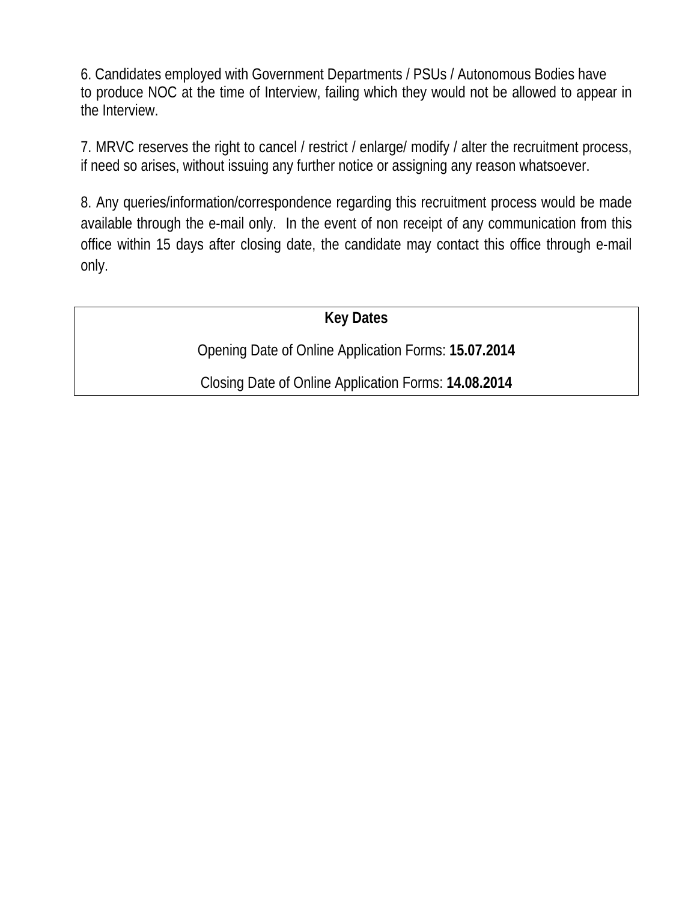6. Candidates employed with Government Departments / PSUs / Autonomous Bodies have to produce NOC at the time of Interview, failing which they would not be allowed to appear in the Interview.

7. MRVC reserves the right to cancel / restrict / enlarge/ modify / alter the recruitment process, if need so arises, without issuing any further notice or assigning any reason whatsoever.

8. Any queries/information/correspondence regarding this recruitment process would be made available through the e-mail only. In the event of non receipt of any communication from this office within 15 days after closing date, the candidate may contact this office through e-mail only.

| **Key Dates** |
| --- |
| Opening Date of Online Application Forms: **15.07.2014** |
| Closing Date of Online Application Forms: **14.08.2014** |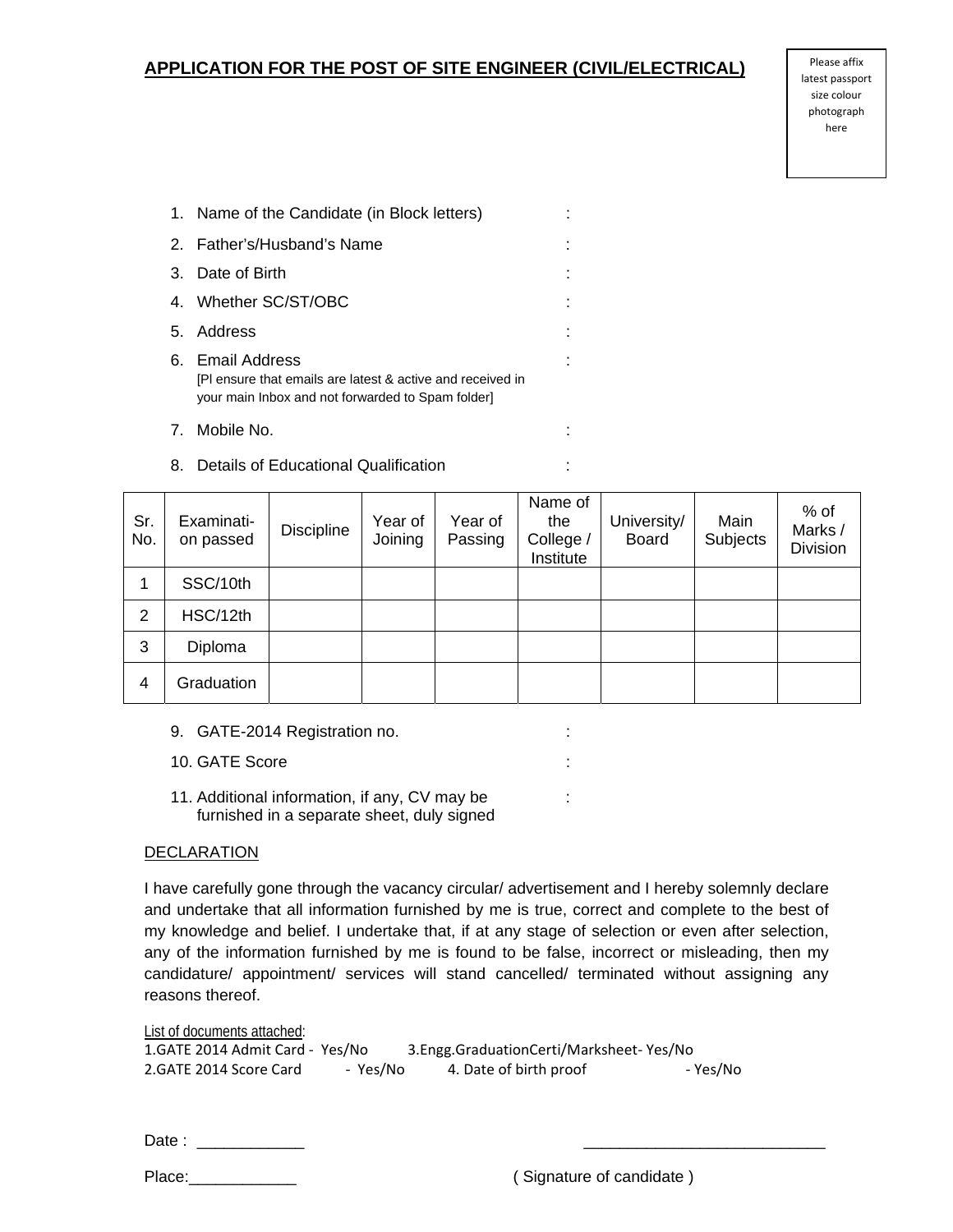## APPLICATION FOR THE POST OF SITE ENGINEER (CIVIL/ELECTRICAL)

Please affix latest passport size colour photograph here

1. Name of the Candidate (in Block letters) :
2. Father's/Husband's Name :
3. Date of Birth :
4. Whether SC/ST/OBC :
5. Address :
6. Email Address :
   [Pl ensure that emails are latest & active and received in your main Inbox and not forwarded to Spam folder]
7. Mobile No. :
8. Details of Educational Qualification :

| Sr. No. | Examination passed | Discipline | Year of Joining | Year of Passing | Name of the College / Institute | University/ Board | Main Subjects | % of Marks / Division |
|---|---|---|---|---|---|---|---|---|
| 1 | SSC/10th | | | | | | | |
| 2 | HSC/12th | | | | | | | |
| 3 | Diploma | | | | | | | |
| 4 | Graduation | | | | | | | |

9. GATE-2014 Registration no. :
10. GATE Score :
11. Additional information, if any, CV may be furnished in a separate sheet, duly signed :

DECLARATION

I have carefully gone through the vacancy circular/ advertisement and I hereby solemnly declare and undertake that all information furnished by me is true, correct and complete to the best of my knowledge and belief. I undertake that, if at any stage of selection or even after selection, any of the information furnished by me is found to be false, incorrect or misleading, then my candidature/ appointment/ services will stand cancelled/ terminated without assigning any reasons thereof.

List of documents attached:

1.GATE 2014 Admit Card - Yes/No
2.GATE 2014 Score Card - Yes/No
3.Engg.GraduationCerti/Marksheet- Yes/No
4. Date of birth proof - Yes/No

Date : ____________

Place:____________

___________________________

( Signature of candidate )